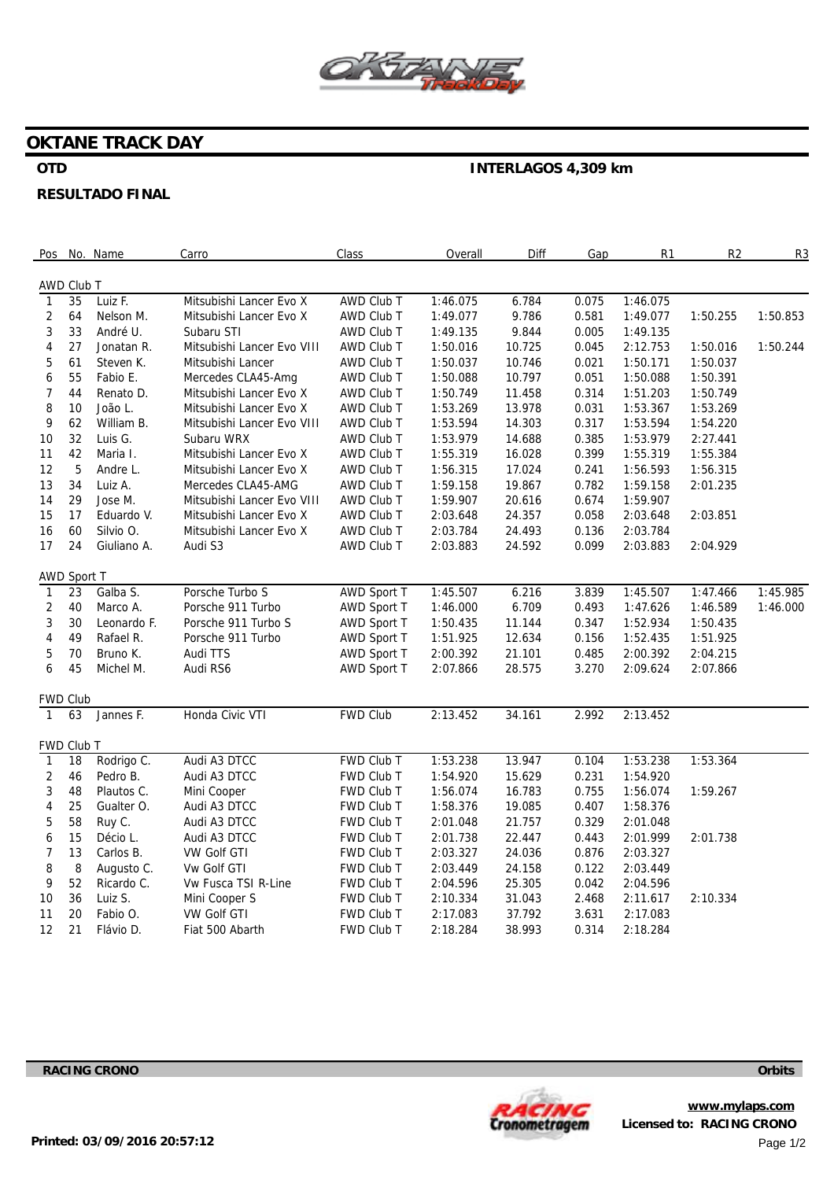# OKTANE TRACK DAY

**OTD**

**INTERLAGOS 4,309 km**

**RESULTADO FINAL**

| Pos | No. | Name | Carro | Class | Overall | Diff | Gap | R1 | R2 | R3 |
|---|---|---|---|---|---|---|---|---|---|---|
| **AWD Club T** | | | | | | | | | | |
| 1 | 35 | Luiz F. | Mitsubishi Lancer Evo X | AWD Club T | 1:46.075 | 6.784 | 0.075 | 1:46.075 | | |
| 2 | 64 | Nelson M. | Mitsubishi Lancer Evo X | AWD Club T | 1:49.077 | 9.786 | 0.581 | 1:49.077 | 1:50.255 | 1:50.853 |
| 3 | 33 | André U. | Subaru STI | AWD Club T | 1:49.135 | 9.844 | 0.005 | 1:49.135 | | |
| 4 | 27 | Jonatan R. | Mitsubishi Lancer Evo VIII | AWD Club T | 1:50.016 | 10.725 | 0.045 | 2:12.753 | 1:50.016 | 1:50.244 |
| 5 | 61 | Steven K. | Mitsubishi Lancer | AWD Club T | 1:50.037 | 10.746 | 0.021 | 1:50.171 | 1:50.037 | |
| 6 | 55 | Fabio E. | Mercedes CLA45-Amg | AWD Club T | 1:50.088 | 10.797 | 0.051 | 1:50.088 | 1:50.391 | |
| 7 | 44 | Renato D. | Mitsubishi Lancer Evo X | AWD Club T | 1:50.749 | 11.458 | 0.314 | 1:51.203 | 1:50.749 | |
| 8 | 10 | João L. | Mitsubishi Lancer Evo X | AWD Club T | 1:53.269 | 13.978 | 0.031 | 1:53.367 | 1:53.269 | |
| 9 | 62 | William B. | Mitsubishi Lancer Evo VIII | AWD Club T | 1:53.594 | 14.303 | 0.317 | 1:53.594 | 1:54.220 | |
| 10 | 32 | Luis G. | Subaru WRX | AWD Club T | 1:53.979 | 14.688 | 0.385 | 1:53.979 | 2:27.441 | |
| 11 | 42 | Maria I. | Mitsubishi Lancer Evo X | AWD Club T | 1:55.319 | 16.028 | 0.399 | 1:55.319 | 1:55.384 | |
| 12 | 5 | Andre L. | Mitsubishi Lancer Evo X | AWD Club T | 1:56.315 | 17.024 | 0.241 | 1:56.593 | 1:56.315 | |
| 13 | 34 | Luiz A. | Mercedes CLA45-AMG | AWD Club T | 1:59.158 | 19.867 | 0.782 | 1:59.158 | 2:01.235 | |
| 14 | 29 | Jose M. | Mitsubishi Lancer Evo VIII | AWD Club T | 1:59.907 | 20.616 | 0.674 | 1:59.907 | | |
| 15 | 17 | Eduardo V. | Mitsubishi Lancer Evo X | AWD Club T | 2:03.648 | 24.357 | 0.058 | 2:03.648 | 2:03.851 | |
| 16 | 60 | Silvio O. | Mitsubishi Lancer Evo X | AWD Club T | 2:03.784 | 24.493 | 0.136 | 2:03.784 | | |
| 17 | 24 | Giuliano A. | Audi S3 | AWD Club T | 2:03.883 | 24.592 | 0.099 | 2:03.883 | 2:04.929 | |
| **AWD Sport T** | | | | | | | | | | |
| 1 | 23 | Galba S. | Porsche Turbo S | AWD Sport T | 1:45.507 | 6.216 | 3.839 | 1:45.507 | 1:47.466 | 1:45.985 |
| 2 | 40 | Marco A. | Porsche 911 Turbo | AWD Sport T | 1:46.000 | 6.709 | 0.493 | 1:47.626 | 1:46.589 | 1:46.000 |
| 3 | 30 | Leonardo F. | Porsche 911 Turbo S | AWD Sport T | 1:50.435 | 11.144 | 0.347 | 1:52.934 | 1:50.435 | |
| 4 | 49 | Rafael R. | Porsche 911 Turbo | AWD Sport T | 1:51.925 | 12.634 | 0.156 | 1:52.435 | 1:51.925 | |
| 5 | 70 | Bruno K. | Audi TTS | AWD Sport T | 2:00.392 | 21.101 | 0.485 | 2:00.392 | 2:04.215 | |
| 6 | 45 | Michel M. | Audi RS6 | AWD Sport T | 2:07.866 | 28.575 | 3.270 | 2:09.624 | 2:07.866 | |
| **FWD Club** | | | | | | | | | | |
| 1 | 63 | Jannes F. | Honda Civic VTI | FWD Club | 2:13.452 | 34.161 | 2.992 | 2:13.452 | | |
| **FWD Club T** | | | | | | | | | | |
| 1 | 18 | Rodrigo C. | Audi A3 DTCC | FWD Club T | 1:53.238 | 13.947 | 0.104 | 1:53.238 | 1:53.364 | |
| 2 | 46 | Pedro B. | Audi A3 DTCC | FWD Club T | 1:54.920 | 15.629 | 0.231 | 1:54.920 | | |
| 3 | 48 | Plautos C. | Mini Cooper | FWD Club T | 1:56.074 | 16.783 | 0.755 | 1:56.074 | 1:59.267 | |
| 4 | 25 | Gualter O. | Audi A3 DTCC | FWD Club T | 1:58.376 | 19.085 | 0.407 | 1:58.376 | | |
| 5 | 58 | Ruy C. | Audi A3 DTCC | FWD Club T | 2:01.048 | 21.757 | 0.329 | 2:01.048 | | |
| 6 | 15 | Décio L. | Audi A3 DTCC | FWD Club T | 2:01.738 | 22.447 | 0.443 | 2:01.999 | 2:01.738 | |
| 7 | 13 | Carlos B. | VW Golf GTI | FWD Club T | 2:03.327 | 24.036 | 0.876 | 2:03.327 | | |
| 8 | 8 | Augusto C. | Vw Golf GTI | FWD Club T | 2:03.449 | 24.158 | 0.122 | 2:03.449 | | |
| 9 | 52 | Ricardo C. | Vw Fusca TSI R-Line | FWD Club T | 2:04.596 | 25.305 | 0.042 | 2:04.596 | | |
| 10 | 36 | Luiz S. | Mini Cooper S | FWD Club T | 2:10.334 | 31.043 | 2.468 | 2:11.617 | 2:10.334 | |
| 11 | 20 | Fabio O. | VW Golf GTI | FWD Club T | 2:17.083 | 37.792 | 3.631 | 2:17.083 | | |
| 12 | 21 | Flávio D. | Fiat 500 Abarth | FWD Club T | 2:18.284 | 38.993 | 0.314 | 2:18.284 | | |

**RACING CRONO** | **Orbits**

**www.mylaps.com**
**Licensed to: RACING CRONO**

**Printed: 03/09/2016 20:57:12**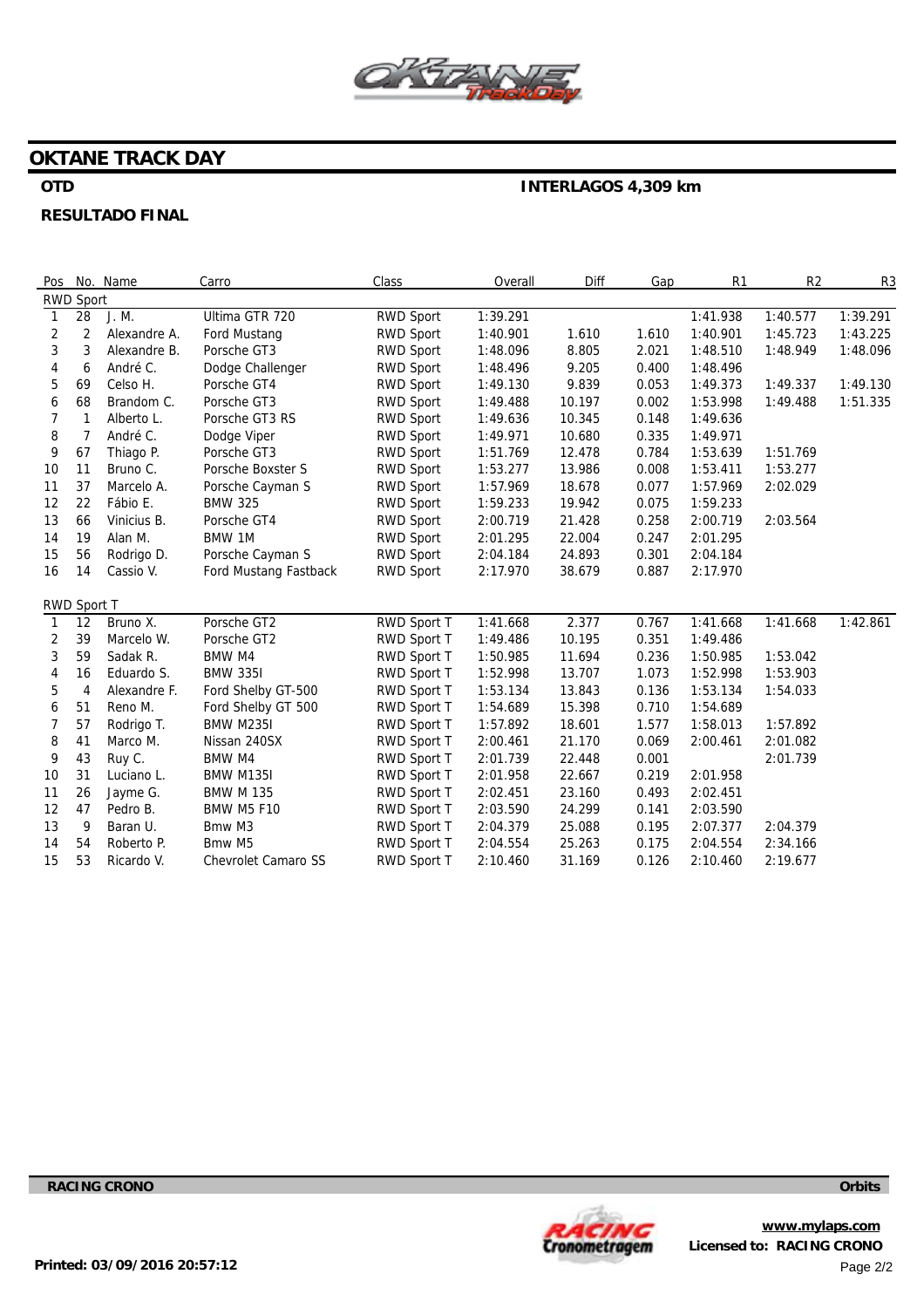# OKTANE TRACK DAY

**OTD** | **INTERLAGOS 4,309 km**

**RESULTADO FINAL**

| Pos | No. | Name | Carro | Class | Overall | Diff | Gap | R1 | R2 | R3 |
|---|---|---|---|---|---|---|---|---|---|---|
| RWD Sport | | | | | | | | | | |
| 1 | 28 | J. M. | Ultima GTR 720 | RWD Sport | 1:39.291 | | | 1:41.938 | 1:40.577 | 1:39.291 |
| 2 | 2 | Alexandre A. | Ford Mustang | RWD Sport | 1:40.901 | 1.610 | 1.610 | 1:40.901 | 1:45.723 | 1:43.225 |
| 3 | 3 | Alexandre B. | Porsche GT3 | RWD Sport | 1:48.096 | 8.805 | 2.021 | 1:48.510 | 1:48.949 | 1:48.096 |
| 4 | 6 | André C. | Dodge Challenger | RWD Sport | 1:48.496 | 9.205 | 0.400 | 1:48.496 | | |
| 5 | 69 | Celso H. | Porsche GT4 | RWD Sport | 1:49.130 | 9.839 | 0.053 | 1:49.373 | 1:49.337 | 1:49.130 |
| 6 | 68 | Brandom C. | Porsche GT3 | RWD Sport | 1:49.488 | 10.197 | 0.002 | 1:53.998 | 1:49.488 | 1:51.335 |
| 7 | 1 | Alberto L. | Porsche GT3 RS | RWD Sport | 1:49.636 | 10.345 | 0.148 | 1:49.636 | | |
| 8 | 7 | André C. | Dodge Viper | RWD Sport | 1:49.971 | 10.680 | 0.335 | 1:49.971 | | |
| 9 | 67 | Thiago P. | Porsche GT3 | RWD Sport | 1:51.769 | 12.478 | 0.784 | 1:53.639 | 1:51.769 | |
| 10 | 11 | Bruno C. | Porsche Boxster S | RWD Sport | 1:53.277 | 13.986 | 0.008 | 1:53.411 | 1:53.277 | |
| 11 | 37 | Marcelo A. | Porsche Cayman S | RWD Sport | 1:57.969 | 18.678 | 0.077 | 1:57.969 | 2:02.029 | |
| 12 | 22 | Fábio E. | BMW 325 | RWD Sport | 1:59.233 | 19.942 | 0.075 | 1:59.233 | | |
| 13 | 66 | Vinicius B. | Porsche GT4 | RWD Sport | 2:00.719 | 21.428 | 0.258 | 2:00.719 | 2:03.564 | |
| 14 | 19 | Alan M. | BMW 1M | RWD Sport | 2:01.295 | 22.004 | 0.247 | 2:01.295 | | |
| 15 | 56 | Rodrigo D. | Porsche Cayman S | RWD Sport | 2:04.184 | 24.893 | 0.301 | 2:04.184 | | |
| 16 | 14 | Cassio V. | Ford Mustang Fastback | RWD Sport | 2:17.970 | 38.679 | 0.887 | 2:17.970 | | |
| RWD Sport T | | | | | | | | | | |
| 1 | 12 | Bruno X. | Porsche GT2 | RWD Sport T | 1:41.668 | 2.377 | 0.767 | 1:41.668 | 1:41.668 | 1:42.861 |
| 2 | 39 | Marcelo W. | Porsche GT2 | RWD Sport T | 1:49.486 | 10.195 | 0.351 | 1:49.486 | | |
| 3 | 59 | Sadak R. | BMW M4 | RWD Sport T | 1:50.985 | 11.694 | 0.236 | 1:50.985 | 1:53.042 | |
| 4 | 16 | Eduardo S. | BMW 335I | RWD Sport T | 1:52.998 | 13.707 | 1.073 | 1:52.998 | 1:53.903 | |
| 5 | 4 | Alexandre F. | Ford Shelby GT-500 | RWD Sport T | 1:53.134 | 13.843 | 0.136 | 1:53.134 | 1:54.033 | |
| 6 | 51 | Reno M. | Ford Shelby GT 500 | RWD Sport T | 1:54.689 | 15.398 | 0.710 | 1:54.689 | | |
| 7 | 57 | Rodrigo T. | BMW M235I | RWD Sport T | 1:57.892 | 18.601 | 1.577 | 1:58.013 | 1:57.892 | |
| 8 | 41 | Marco M. | Nissan 240SX | RWD Sport T | 2:00.461 | 21.170 | 0.069 | 2:00.461 | 2:01.082 | |
| 9 | 43 | Ruy C. | BMW M4 | RWD Sport T | 2:01.739 | 22.448 | 0.001 | | 2:01.739 | |
| 10 | 31 | Luciano L. | BMW M135I | RWD Sport T | 2:01.958 | 22.667 | 0.219 | 2:01.958 | | |
| 11 | 26 | Jayme G. | BMW M 135 | RWD Sport T | 2:02.451 | 23.160 | 0.493 | 2:02.451 | | |
| 12 | 47 | Pedro B. | BMW M5 F10 | RWD Sport T | 2:03.590 | 24.299 | 0.141 | 2:03.590 | | |
| 13 | 9 | Baran U. | Bmw M3 | RWD Sport T | 2:04.379 | 25.088 | 0.195 | 2:07.377 | 2:04.379 | |
| 14 | 54 | Roberto P. | Bmw M5 | RWD Sport T | 2:04.554 | 25.263 | 0.175 | 2:04.554 | 2:34.166 | |
| 15 | 53 | Ricardo V. | Chevrolet Camaro SS | RWD Sport T | 2:10.460 | 31.169 | 0.126 | 2:10.460 | 2:19.677 | |